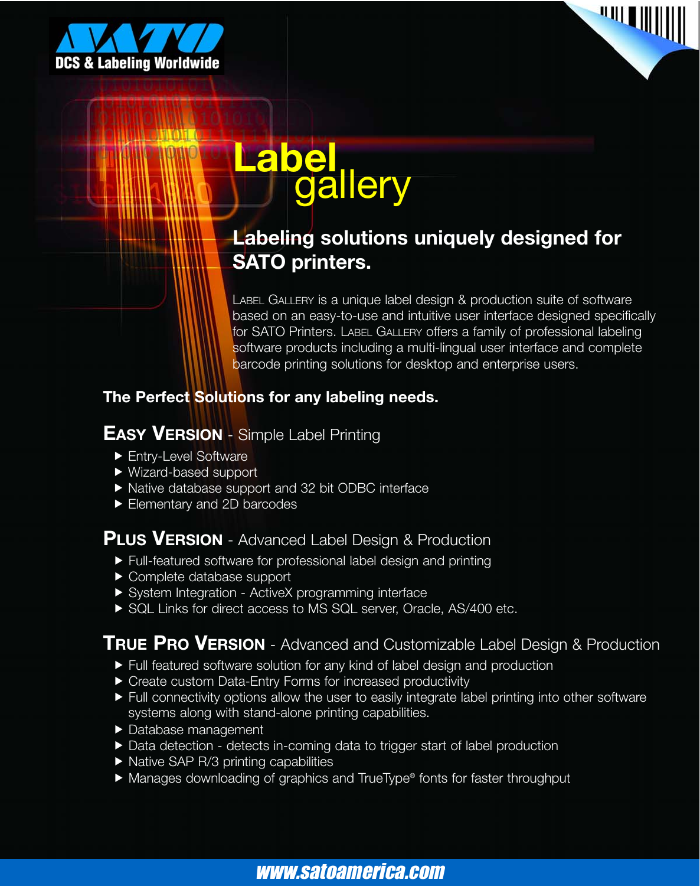SATO

DCS & Labeling Worldwide

# Label gallery

## Labeling solutions uniquely designed for SATO printers.

LABEL GALLERY is a unique label design & production suite of software based on an easy-to-use and intuitive user interface designed specifically for SATO Printers. LABEL GALLERY offers a family of professional labeling software products including a multi-lingual user interface and complete barcode printing solutions for desktop and enterprise users.

### The Perfect Solutions for any labeling needs.

### EASY VERSION - Simple Label Printing

- Entry-Level Software
- Wizard-based support
- Native database support and 32 bit ODBC interface
- Elementary and 2D barcodes

### PLUS VERSION - Advanced Label Design & Production

- Full-featured software for professional label design and printing
- Complete database support
- System Integration - ActiveX programming interface
- SQL Links for direct access to MS SQL server, Oracle, AS/400 etc.

### TRUE PRO VERSION - Advanced and Customizable Label Design & Production

- Full featured software solution for any kind of label design and production
- Create custom Data-Entry Forms for increased productivity
- Full connectivity options allow the user to easily integrate label printing into other software systems along with stand-alone printing capabilities.
- Database management
- Data detection - detects in-coming data to trigger start of label production
- Native SAP R/3 printing capabilities
- Manages downloading of graphics and TrueType® fonts for faster throughput

www.satoamerica.com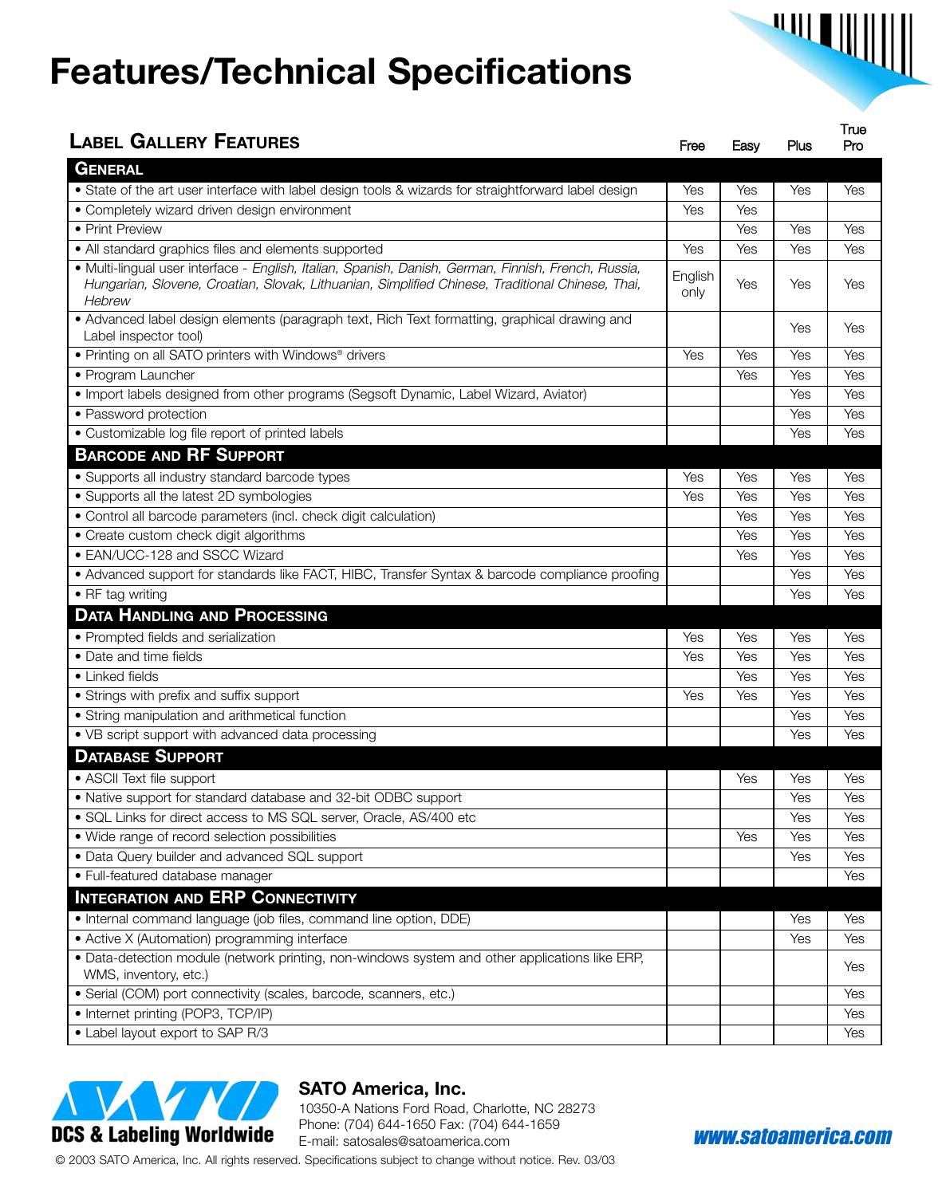# Features/Technical Specifications

## Label Gallery Features

| Label Gallery Features | Free | Easy | Plus | True Pro |
|---|---|---|---|---|
| **General** | | | | |
| • State of the art user interface with label design tools & wizards for straightforward label design | Yes | Yes | Yes | Yes |
| • Completely wizard driven design environment | Yes | Yes | | |
| • Print Preview | | Yes | Yes | Yes |
| • All standard graphics files and elements supported | Yes | Yes | Yes | Yes |
| • Multi-lingual user interface - *English, Italian, Spanish, Danish, German, Finnish, French, Russia, Hungarian, Slovene, Croatian, Slovak, Lithuanian, Simplified Chinese, Traditional Chinese, Thai, Hebrew* | English only | Yes | Yes | Yes |
| • Advanced label design elements (paragraph text, Rich Text formatting, graphical drawing and Label inspector tool) | | | Yes | Yes |
| • Printing on all SATO printers with Windows® drivers | Yes | Yes | Yes | Yes |
| • Program Launcher | | Yes | Yes | Yes |
| • Import labels designed from other programs (Segsoft Dynamic, Label Wizard, Aviator) | | | Yes | Yes |
| • Password protection | | | Yes | Yes |
| • Customizable log file report of printed labels | | | Yes | Yes |
| **Barcode and RF Support** | | | | |
| • Supports all industry standard barcode types | Yes | Yes | Yes | Yes |
| • Supports all the latest 2D symbologies | Yes | Yes | Yes | Yes |
| • Control all barcode parameters (incl. check digit calculation) | | Yes | Yes | Yes |
| • Create custom check digit algorithms | | Yes | Yes | Yes |
| • EAN/UCC-128 and SSCC Wizard | | Yes | Yes | Yes |
| • Advanced support for standards like FACT, HIBC, Transfer Syntax & barcode compliance proofing | | | Yes | Yes |
| • RF tag writing | | | Yes | Yes |
| **Data Handling and Processing** | | | | |
| • Prompted fields and serialization | Yes | Yes | Yes | Yes |
| • Date and time fields | Yes | Yes | Yes | Yes |
| • Linked fields | | Yes | Yes | Yes |
| • Strings with prefix and suffix support | Yes | Yes | Yes | Yes |
| • String manipulation and arithmetical function | | | Yes | Yes |
| • VB script support with advanced data processing | | | Yes | Yes |
| **Database Support** | | | | |
| • ASCII Text file support | | Yes | Yes | Yes |
| • Native support for standard database and 32-bit ODBC support | | | Yes | Yes |
| • SQL Links for direct access to MS SQL server, Oracle, AS/400 etc | | | Yes | Yes |
| • Wide range of record selection possibilities | | Yes | Yes | Yes |
| • Data Query builder and advanced SQL support | | | Yes | Yes |
| • Full-featured database manager | | | | Yes |
| **Integration and ERP Connectivity** | | | | |
| • Internal command language (job files, command line option, DDE) | | | Yes | Yes |
| • Active X (Automation) programming interface | | | Yes | Yes |
| • Data-detection module (network printing, non-windows system and other applications like ERP, WMS, inventory, etc.) | | | | Yes |
| • Serial (COM) port connectivity (scales, barcode, scanners, etc.) | | | | Yes |
| • Internet printing (POP3, TCP/IP) | | | | Yes |
| • Label layout export to SAP R/3 | | | | Yes |

DCS & Labeling Worldwide

**SATO America, Inc.**
10350-A Nations Ford Road, Charlotte, NC 28273
Phone: (704) 644-1650 Fax: (704) 644-1659
E-mail: satosales@satoamerica.com

www.satoamerica.com

© 2003 SATO America, Inc. All rights reserved. Specifications subject to change without notice. Rev. 03/03